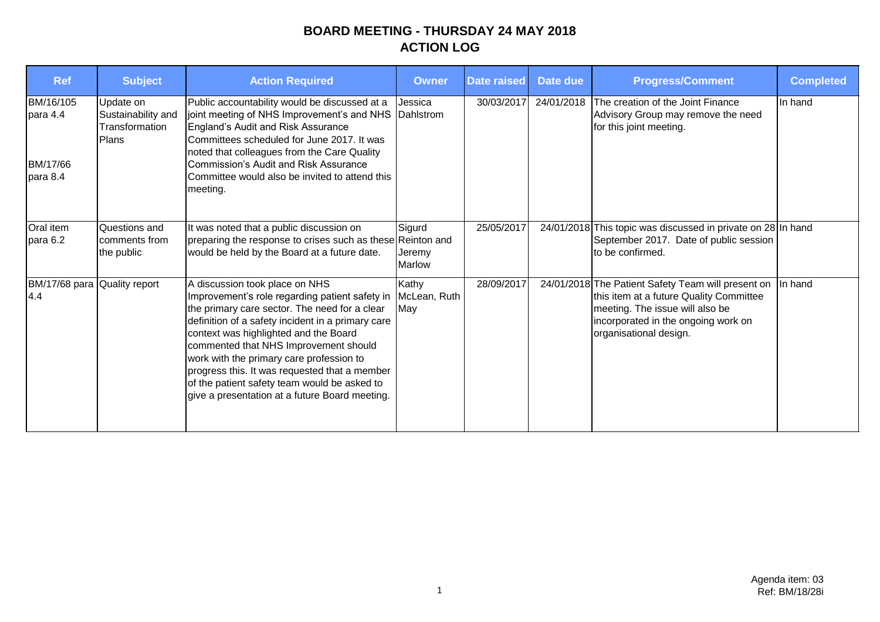# BOARD MEETING - THURSDAY 24 MAY 2018

## ACTION LOG

| Ref | Subject | Action Required | Owner | Date raised | Date due | Progress/Comment | Completed |
|---|---|---|---|---|---|---|---|
| BM/16/105 para 4.4<br><br>BM/17/66 para 8.4 | Update on Sustainability and Transformation Plans | Public accountability would be discussed at a joint meeting of NHS Improvement's and NHS England's Audit and Risk Assurance Committees scheduled for June 2017. It was noted that colleagues from the Care Quality Commission's Audit and Risk Assurance Committee would also be invited to attend this meeting. | Jessica Dahlstrom | 30/03/2017 | 24/01/2018 | The creation of the Joint Finance Advisory Group may remove the need for this joint meeting. | In hand |
| Oral item para 6.2 | Questions and comments from the public | It was noted that a public discussion on preparing the response to crises such as these would be held by the Board at a future date. | Sigurd Reinton and Jeremy Marlow | 25/05/2017 | 24/01/2018 | This topic was discussed in private on 28 September 2017. Date of public session to be confirmed. | In hand |
| BM/17/68 para 4.4 | Quality report | A discussion took place on NHS Improvement's role regarding patient safety in the primary care sector. The need for a clear definition of a safety incident in a primary care context was highlighted and the Board commented that NHS Improvement should work with the primary care profession to progress this. It was requested that a member of the patient safety team would be asked to give a presentation at a future Board meeting. | Kathy McLean, Ruth May | 28/09/2017 | 24/01/2018 | The Patient Safety Team will present on this item at a future Quality Committee meeting. The issue will also be incorporated in the ongoing work on organisational design. | In hand |

Agenda item: 03
Ref: BM/18/28i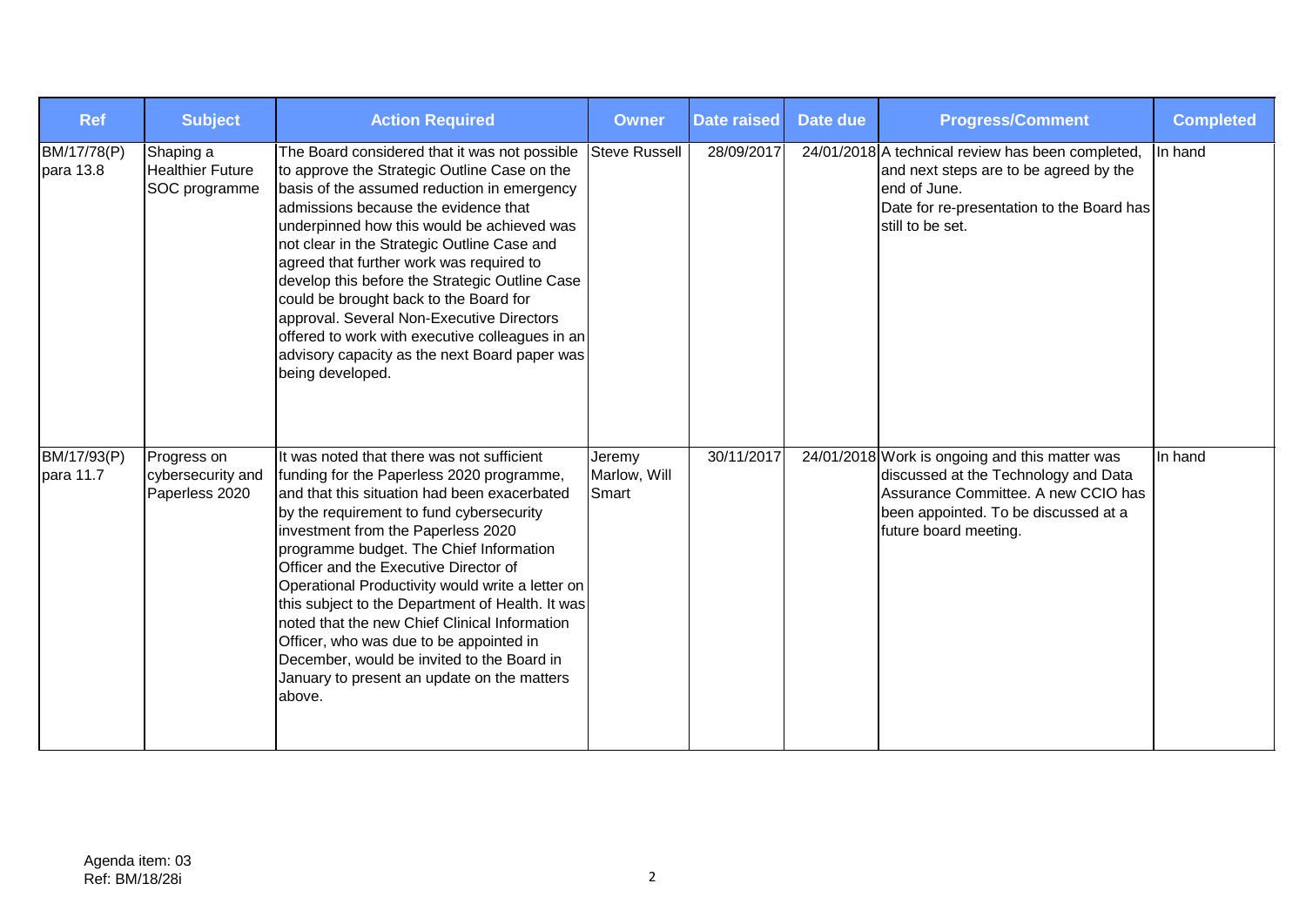| Ref | Subject | Action Required | Owner | Date raised | Date due | Progress/Comment | Completed |
|---|---|---|---|---|---|---|---|
| BM/17/78(P) para 13.8 | Shaping a Healthier Future SOC programme | The Board considered that it was not possible to approve the Strategic Outline Case on the basis of the assumed reduction in emergency admissions because the evidence that underpinned how this would be achieved was not clear in the Strategic Outline Case and agreed that further work was required to develop this before the Strategic Outline Case could be brought back to the Board for approval. Several Non-Executive Directors offered to work with executive colleagues in an advisory capacity as the next Board paper was being developed. | Steve Russell | 28/09/2017 | 24/01/2018 | A technical review has been completed, and next steps are to be agreed by the end of June.<br>Date for re-presentation to the Board has still to be set. | In hand |
| BM/17/93(P) para 11.7 | Progress on cybersecurity and Paperless 2020 | It was noted that there was not sufficient funding for the Paperless 2020 programme, and that this situation had been exacerbated by the requirement to fund cybersecurity investment from the Paperless 2020 programme budget. The Chief Information Officer and the Executive Director of Operational Productivity would write a letter on this subject to the Department of Health. It was noted that the new Chief Clinical Information Officer, who was due to be appointed in December, would be invited to the Board in January to present an update on the matters above. | Jeremy Marlow, Will Smart | 30/11/2017 | 24/01/2018 | Work is ongoing and this matter was discussed at the Technology and Data Assurance Committee. A new CCIO has been appointed. To be discussed at a future board meeting. | In hand |

Agenda item: 03
Ref: BM/18/28i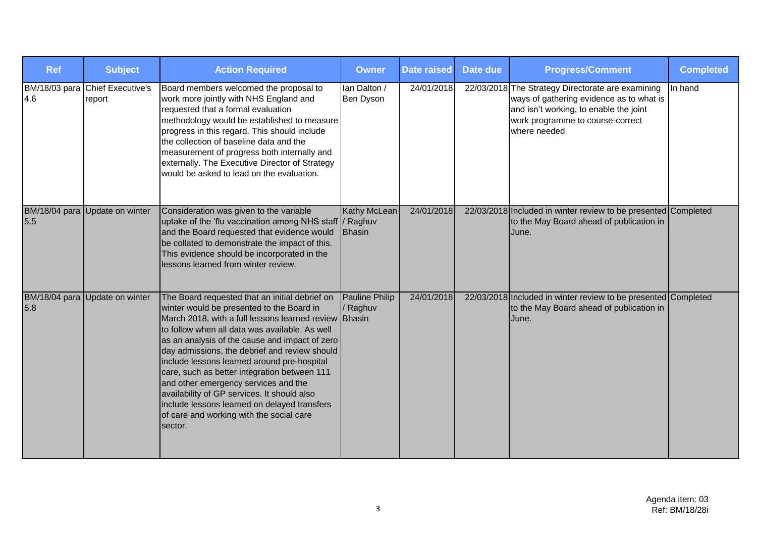| Ref | Subject | Action Required | Owner | Date raised | Date due | Progress/Comment | Completed |
|---|---|---|---|---|---|---|---|
| BM/18/03 para 4.6 | Chief Executive's report | Board members welcomed the proposal to work more jointly with NHS England and requested that a formal evaluation methodology would be established to measure progress in this regard. This should include the collection of baseline data and the measurement of progress both internally and externally. The Executive Director of Strategy would be asked to lead on the evaluation. | Ian Dalton / Ben Dyson | 24/01/2018 | 22/03/2018 | The Strategy Directorate are examining ways of gathering evidence as to what is and isn't working, to enable the joint work programme to course-correct where needed | In hand |
| BM/18/04 para 5.5 | Update on winter | Consideration was given to the variable uptake of the 'flu vaccination among NHS staff and the Board requested that evidence would be collated to demonstrate the impact of this. This evidence should be incorporated in the lessons learned from winter review. | Kathy McLean / Raghuv Bhasin | 24/01/2018 | 22/03/2018 | Included in winter review to be presented to the May Board ahead of publication in June. | Completed |
| BM/18/04 para 5.8 | Update on winter | The Board requested that an initial debrief on winter would be presented to the Board in March 2018, with a full lessons learned review to follow when all data was available. As well as an analysis of the cause and impact of zero day admissions, the debrief and review should include lessons learned around pre-hospital care, such as better integration between 111 and other emergency services and the availability of GP services. It should also include lessons learned on delayed transfers of care and working with the social care sector. | Pauline Philip / Raghuv Bhasin | 24/01/2018 | 22/03/2018 | Included in winter review to be presented to the May Board ahead of publication in June. | Completed |

Agenda item: 03
Ref: BM/18/28i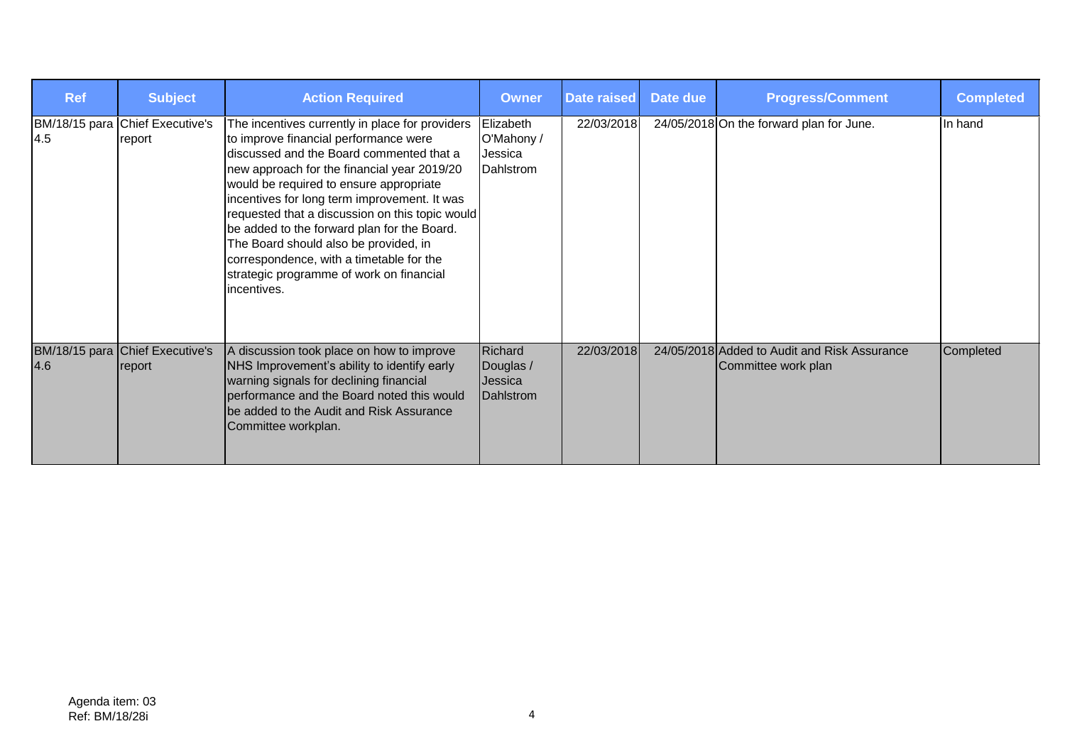| Ref | Subject | Action Required | Owner | Date raised | Date due | Progress/Comment | Completed |
|---|---|---|---|---|---|---|---|
| BM/18/15 para 4.5 | Chief Executive's report | The incentives currently in place for providers to improve financial performance were discussed and the Board commented that a new approach for the financial year 2019/20 would be required to ensure appropriate incentives for long term improvement. It was requested that a discussion on this topic would be added to the forward plan for the Board. The Board should also be provided, in correspondence, with a timetable for the strategic programme of work on financial incentives. | Elizabeth O'Mahony / Jessica Dahlstrom | 22/03/2018 | 24/05/2018 | On the forward plan for June. | In hand |
| BM/18/15 para 4.6 | Chief Executive's report | A discussion took place on how to improve NHS Improvement's ability to identify early warning signals for declining financial performance and the Board noted this would be added to the Audit and Risk Assurance Committee workplan. | Richard Douglas / Jessica Dahlstrom | 22/03/2018 | 24/05/2018 | Added to Audit and Risk Assurance Committee work plan | Completed |

Agenda item: 03
Ref: BM/18/28i